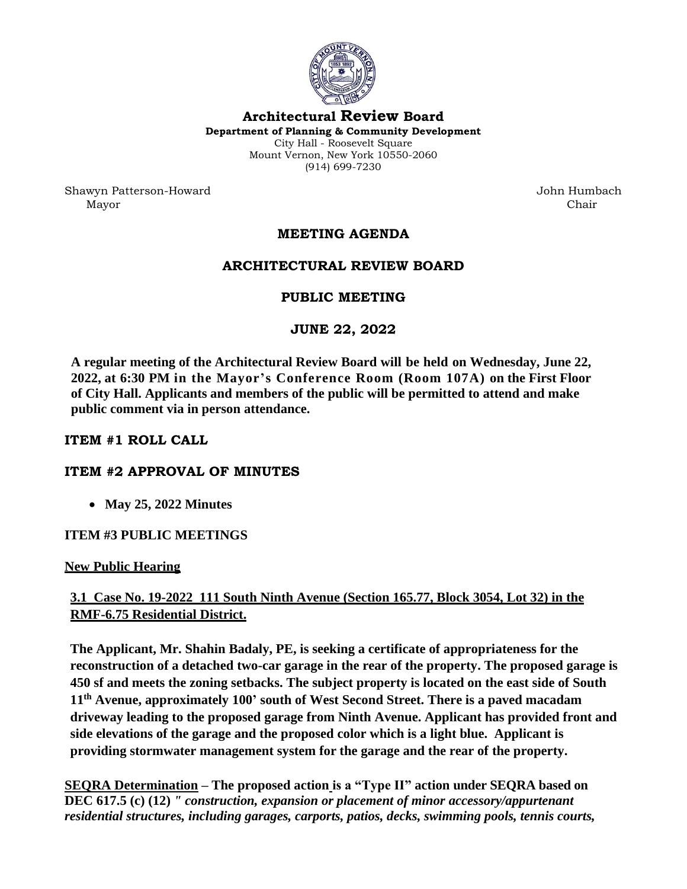# Architectural Review Board

**Department of Planning & Community Development**
City Hall - Roosevelt Square
Mount Vernon, New York 10550-2060
(914) 699-7230

Shawyn Patterson-Howard
Mayor

John Humbach
Chair

## MEETING AGENDA

## ARCHITECTURAL REVIEW BOARD

## PUBLIC MEETING

## JUNE 22, 2022

**A regular meeting of the Architectural Review Board will be held on Wednesday, June 22, 2022, at 6:30 PM in the Mayor's Conference Room (Room 107A) on the First Floor of City Hall. Applicants and members of the public will be permitted to attend and make public comment via in person attendance.**

### ITEM #1 ROLL CALL

### ITEM #2 APPROVAL OF MINUTES

- **May 25, 2022 Minutes**

### ITEM #3 PUBLIC MEETINGS

**New Public Hearing**

**3.1 Case No. 19-2022 111 South Ninth Avenue (Section 165.77, Block 3054, Lot 32) in the RMF-6.75 Residential District.**

**The Applicant, Mr. Shahin Badaly, PE, is seeking a certificate of appropriateness for the reconstruction of a detached two-car garage in the rear of the property. The proposed garage is 450 sf and meets the zoning setbacks. The subject property is located on the east side of South 11th Avenue, approximately 100' south of West Second Street. There is a paved macadam driveway leading to the proposed garage from Ninth Avenue. Applicant has provided front and side elevations of the garage and the proposed color which is a light blue. Applicant is providing stormwater management system for the garage and the rear of the property.**

**SEQRA Determination – The proposed action is a "Type II" action under SEQRA based on DEC 617.5 (c) (12)** ***" construction, expansion or placement of minor accessory/appurtenant residential structures, including garages, carports, patios, decks, swimming pools, tennis courts,***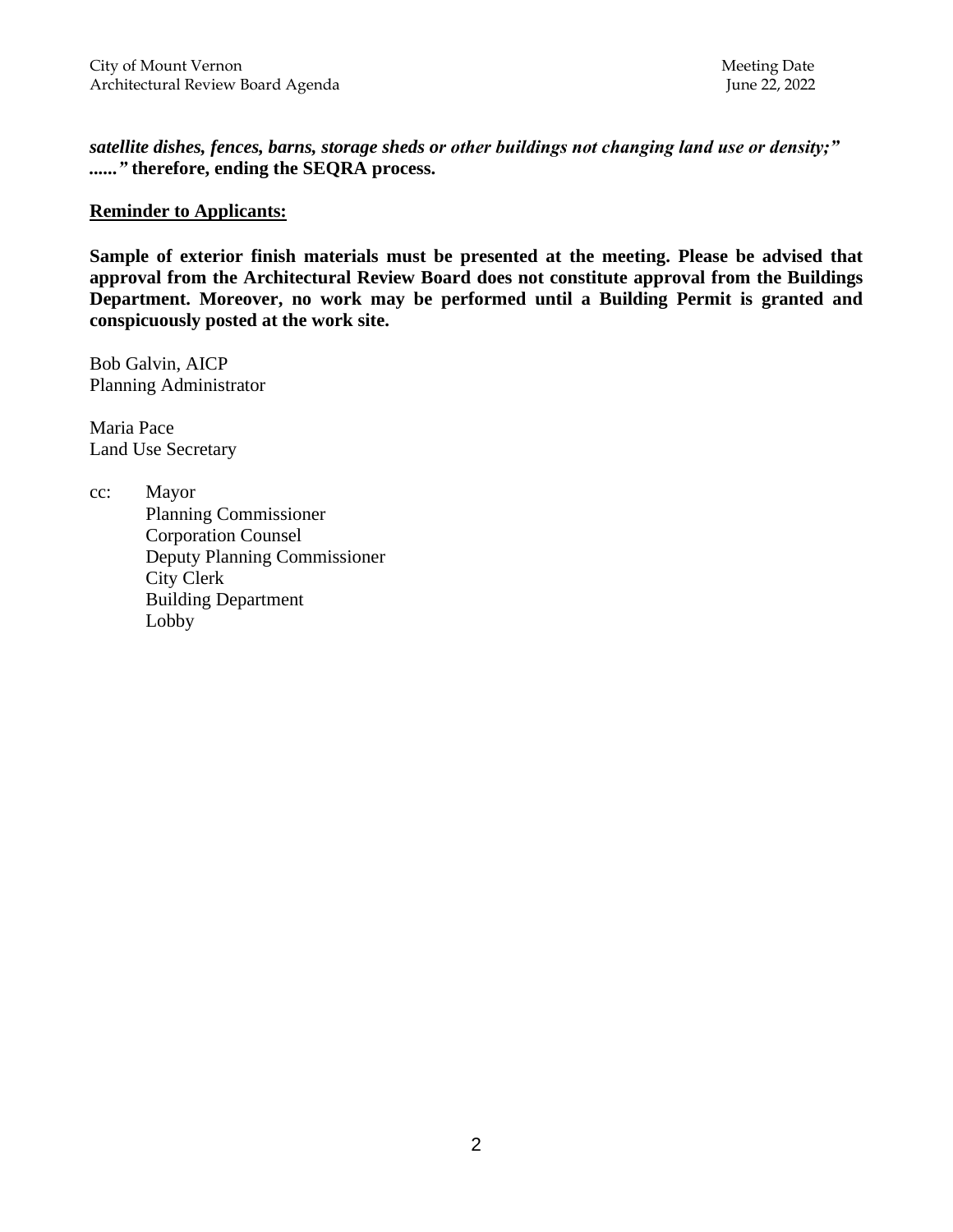***satellite dishes, fences, barns, storage sheds or other buildings not changing land use or density;" ......"*** **therefore, ending the SEQRA process.**

**Reminder to Applicants:**

**Sample of exterior finish materials must be presented at the meeting. Please be advised that approval from the Architectural Review Board does not constitute approval from the Buildings Department. Moreover, no work may be performed until a Building Permit is granted and conspicuously posted at the work site.**

Bob Galvin, AICP
Planning Administrator

Maria Pace
Land Use Secretary

cc: Mayor
Planning Commissioner
Corporation Counsel
Deputy Planning Commissioner
City Clerk
Building Department
Lobby